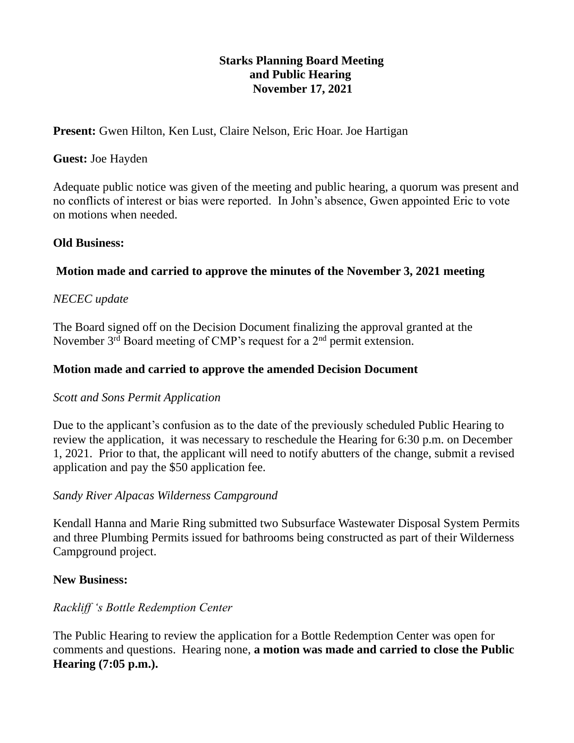**Starks Planning Board Meeting**
**and Public Hearing**
**November 17, 2021**

**Present:** Gwen Hilton, Ken Lust, Claire Nelson, Eric Hoar. Joe Hartigan

**Guest:** Joe Hayden

Adequate public notice was given of the meeting and public hearing, a quorum was present and no conflicts of interest or bias were reported. In John's absence, Gwen appointed Eric to vote on motions when needed.

**Old Business:**

**Motion made and carried to approve the minutes of the November 3, 2021 meeting**

*NECEC update*

The Board signed off on the Decision Document finalizing the approval granted at the November 3rd Board meeting of CMP's request for a 2nd permit extension.

**Motion made and carried to approve the amended Decision Document**

*Scott and Sons Permit Application*

Due to the applicant's confusion as to the date of the previously scheduled Public Hearing to review the application, it was necessary to reschedule the Hearing for 6:30 p.m. on December 1, 2021. Prior to that, the applicant will need to notify abutters of the change, submit a revised application and pay the $50 application fee.

*Sandy River Alpacas Wilderness Campground*

Kendall Hanna and Marie Ring submitted two Subsurface Wastewater Disposal System Permits and three Plumbing Permits issued for bathrooms being constructed as part of their Wilderness Campground project.

**New Business:**

*Rackliff 's Bottle Redemption Center*

The Public Hearing to review the application for a Bottle Redemption Center was open for comments and questions. Hearing none, **a motion was made and carried to close the Public Hearing (7:05 p.m.).**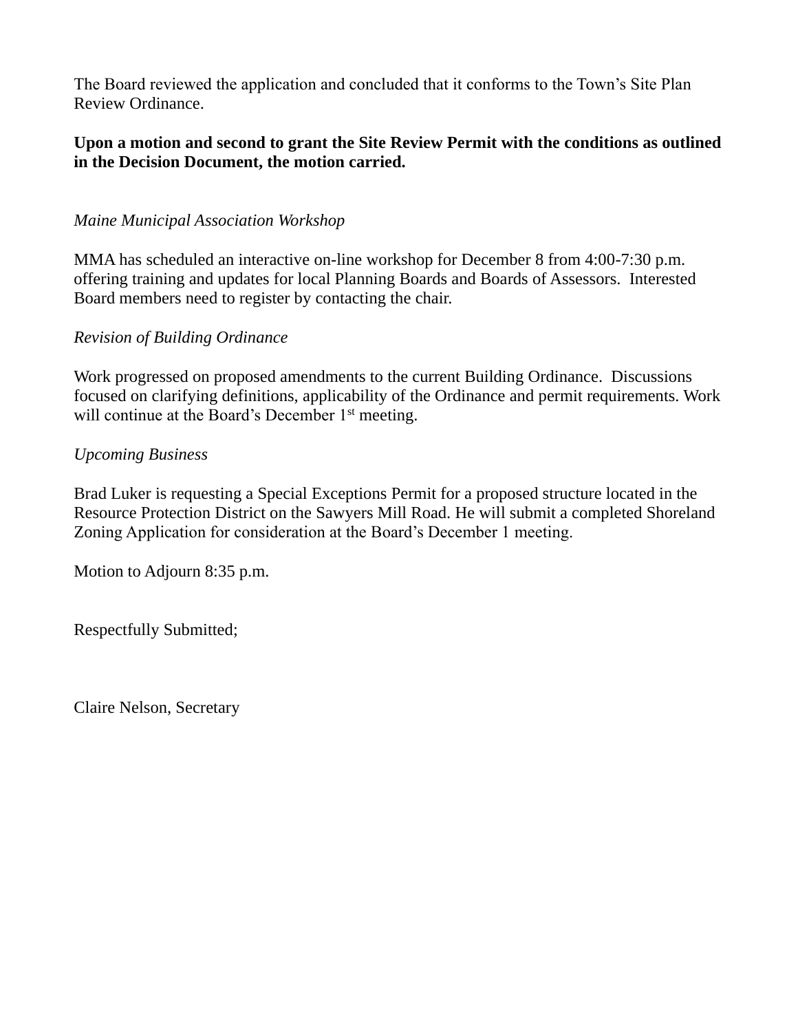The Board reviewed the application and concluded that it conforms to the Town's Site Plan Review Ordinance.

**Upon a motion and second to grant the Site Review Permit with the conditions as outlined in the Decision Document, the motion carried.**

*Maine Municipal Association Workshop*

MMA has scheduled an interactive on-line workshop for December 8 from 4:00-7:30 p.m. offering training and updates for local Planning Boards and Boards of Assessors. Interested Board members need to register by contacting the chair.

*Revision of Building Ordinance*

Work progressed on proposed amendments to the current Building Ordinance. Discussions focused on clarifying definitions, applicability of the Ordinance and permit requirements. Work will continue at the Board's December 1st meeting.

*Upcoming Business*

Brad Luker is requesting a Special Exceptions Permit for a proposed structure located in the Resource Protection District on the Sawyers Mill Road. He will submit a completed Shoreland Zoning Application for consideration at the Board's December 1 meeting.

Motion to Adjourn 8:35 p.m.

Respectfully Submitted;

Claire Nelson, Secretary